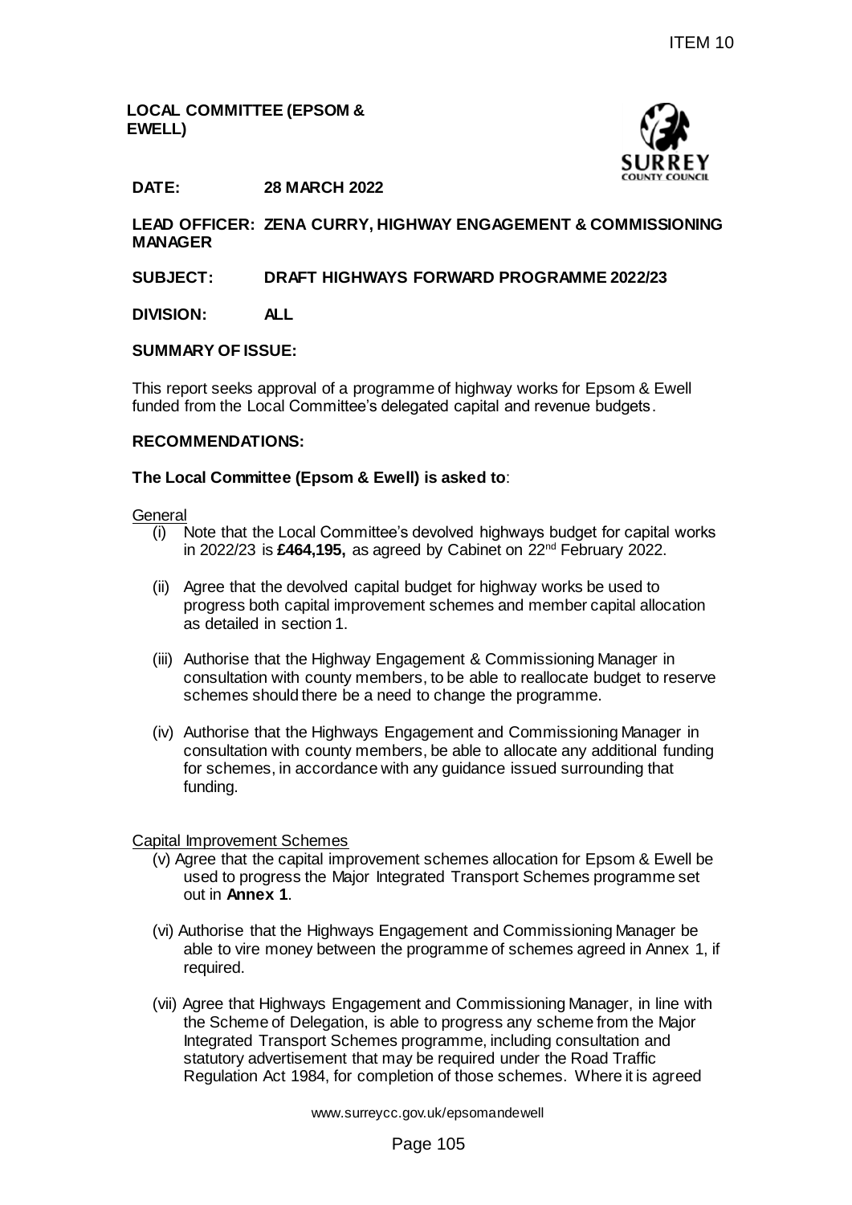**LOCAL COMMITTEE (EPSOM & EWELL)**

**DATE:** **28 MARCH 2022**

**LEAD OFFICER: ZENA CURRY, HIGHWAY ENGAGEMENT & COMMISSIONING MANAGER**

**SUBJECT:** **DRAFT HIGHWAYS FORWARD PROGRAMME 2022/23**

**DIVISION:** **ALL**

**SUMMARY OF ISSUE:**

This report seeks approval of a programme of highway works for Epsom & Ewell funded from the Local Committee's delegated capital and revenue budgets.

**RECOMMENDATIONS:**

**The Local Committee (Epsom & Ewell) is asked to**:

General

(i) Note that the Local Committee's devolved highways budget for capital works in 2022/23 is **£464,195,** as agreed by Cabinet on 22nd February 2022.

(ii) Agree that the devolved capital budget for highway works be used to progress both capital improvement schemes and member capital allocation as detailed in section 1.

(iii) Authorise that the Highway Engagement & Commissioning Manager in consultation with county members, to be able to reallocate budget to reserve schemes should there be a need to change the programme.

(iv) Authorise that the Highways Engagement and Commissioning Manager in consultation with county members, be able to allocate any additional funding for schemes, in accordance with any guidance issued surrounding that funding.

Capital Improvement Schemes

(v) Agree that the capital improvement schemes allocation for Epsom & Ewell be used to progress the Major Integrated Transport Schemes programme set out in **Annex 1**.

(vi) Authorise that the Highways Engagement and Commissioning Manager be able to vire money between the programme of schemes agreed in Annex 1, if required.

(vii) Agree that Highways Engagement and Commissioning Manager, in line with the Scheme of Delegation, is able to progress any scheme from the Major Integrated Transport Schemes programme, including consultation and statutory advertisement that may be required under the Road Traffic Regulation Act 1984, for completion of those schemes. Where it is agreed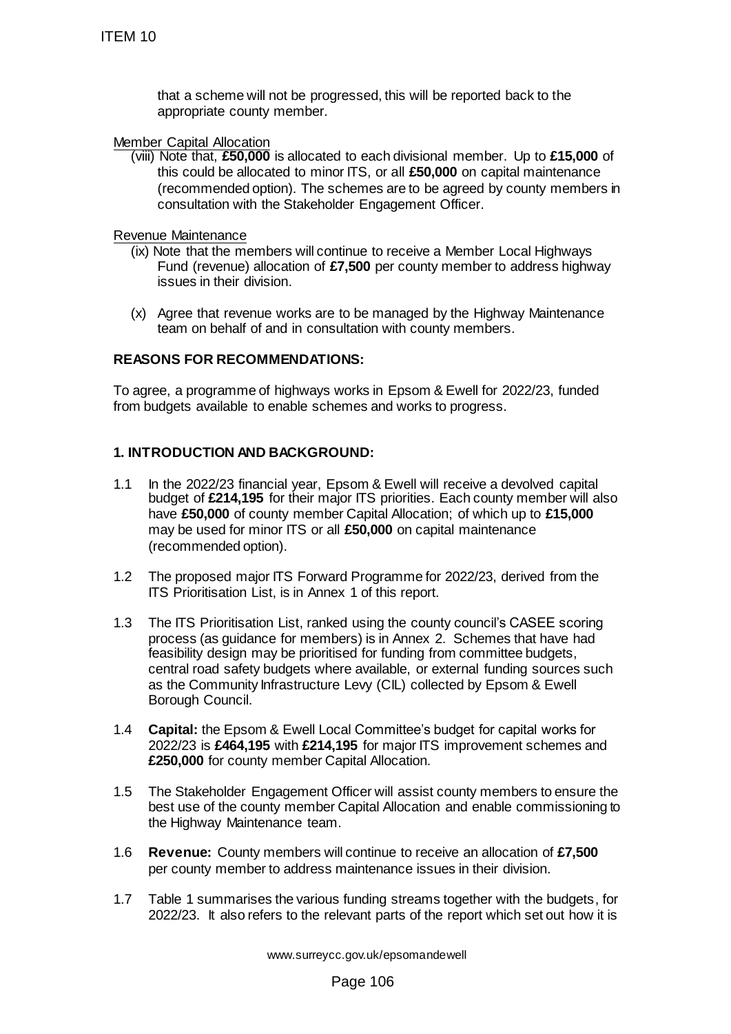that a scheme will not be progressed, this will be reported back to the appropriate county member.

Member Capital Allocation

(viii) Note that, **£50,000** is allocated to each divisional member. Up to **£15,000** of this could be allocated to minor ITS, or all **£50,000** on capital maintenance (recommended option). The schemes are to be agreed by county members in consultation with the Stakeholder Engagement Officer.

Revenue Maintenance

(ix) Note that the members will continue to receive a Member Local Highways Fund (revenue) allocation of **£7,500** per county member to address highway issues in their division.

(x) Agree that revenue works are to be managed by the Highway Maintenance team on behalf of and in consultation with county members.

**REASONS FOR RECOMMENDATIONS:**

To agree, a programme of highways works in Epsom & Ewell for 2022/23, funded from budgets available to enable schemes and works to progress.

**1. INTRODUCTION AND BACKGROUND:**

1.1 In the 2022/23 financial year, Epsom & Ewell will receive a devolved capital budget of **£214,195** for their major ITS priorities. Each county member will also have **£50,000** of county member Capital Allocation; of which up to **£15,000** may be used for minor ITS or all **£50,000** on capital maintenance (recommended option).

1.2 The proposed major ITS Forward Programme for 2022/23, derived from the ITS Prioritisation List, is in Annex 1 of this report.

1.3 The ITS Prioritisation List, ranked using the county council's CASEE scoring process (as guidance for members) is in Annex 2. Schemes that have had feasibility design may be prioritised for funding from committee budgets, central road safety budgets where available, or external funding sources such as the Community Infrastructure Levy (CIL) collected by Epsom & Ewell Borough Council.

1.4 **Capital:** the Epsom & Ewell Local Committee's budget for capital works for 2022/23 is **£464,195** with **£214,195** for major ITS improvement schemes and **£250,000** for county member Capital Allocation.

1.5 The Stakeholder Engagement Officer will assist county members to ensure the best use of the county member Capital Allocation and enable commissioning to the Highway Maintenance team.

1.6 **Revenue:** County members will continue to receive an allocation of **£7,500** per county member to address maintenance issues in their division.

1.7 Table 1 summarises the various funding streams together with the budgets, for 2022/23. It also refers to the relevant parts of the report which set out how it is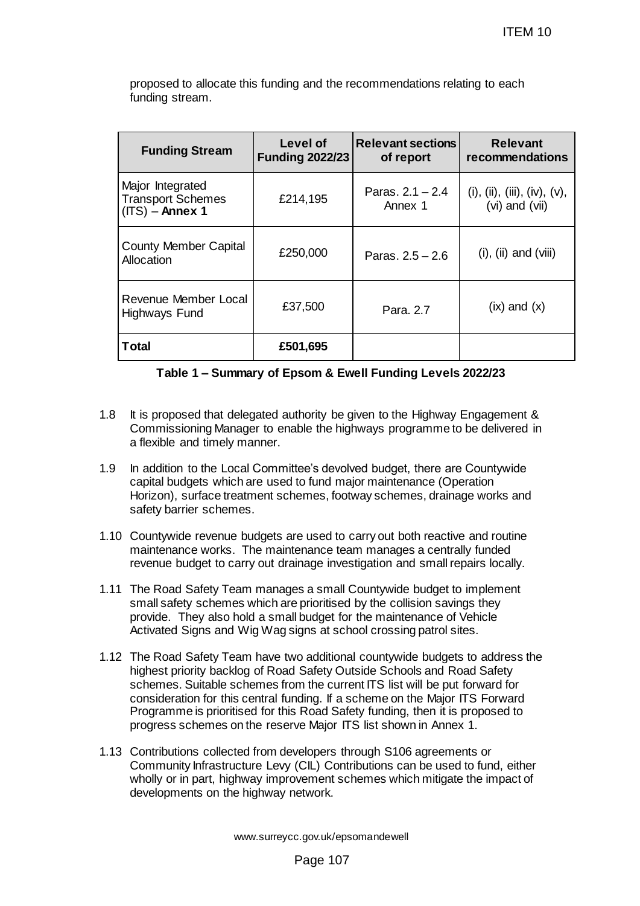proposed to allocate this funding and the recommendations relating to each funding stream.

| Funding Stream | Level of Funding 2022/23 | Relevant sections of report | Relevant recommendations |
|---|---|---|---|
| Major Integrated Transport Schemes (ITS) – **Annex 1** | £214,195 | Paras. 2.1 – 2.4 Annex 1 | (i), (ii), (iii), (iv), (v), (vi) and (vii) |
| County Member Capital Allocation | £250,000 | Paras. 2.5 – 2.6 | (i), (ii) and (viii) |
| Revenue Member Local Highways Fund | £37,500 | Para. 2.7 | (ix) and (x) |
| **Total** | **£501,695** | | |

**Table 1 – Summary of Epsom & Ewell Funding Levels 2022/23**

1.8 It is proposed that delegated authority be given to the Highway Engagement & Commissioning Manager to enable the highways programme to be delivered in a flexible and timely manner.

1.9 In addition to the Local Committee's devolved budget, there are Countywide capital budgets which are used to fund major maintenance (Operation Horizon), surface treatment schemes, footway schemes, drainage works and safety barrier schemes.

1.10 Countywide revenue budgets are used to carry out both reactive and routine maintenance works. The maintenance team manages a centrally funded revenue budget to carry out drainage investigation and small repairs locally.

1.11 The Road Safety Team manages a small Countywide budget to implement small safety schemes which are prioritised by the collision savings they provide. They also hold a small budget for the maintenance of Vehicle Activated Signs and Wig Wag signs at school crossing patrol sites.

1.12 The Road Safety Team have two additional countywide budgets to address the highest priority backlog of Road Safety Outside Schools and Road Safety schemes. Suitable schemes from the current ITS list will be put forward for consideration for this central funding. If a scheme on the Major ITS Forward Programme is prioritised for this Road Safety funding, then it is proposed to progress schemes on the reserve Major ITS list shown in Annex 1.

1.13 Contributions collected from developers through S106 agreements or Community Infrastructure Levy (CIL) Contributions can be used to fund, either wholly or in part, highway improvement schemes which mitigate the impact of developments on the highway network.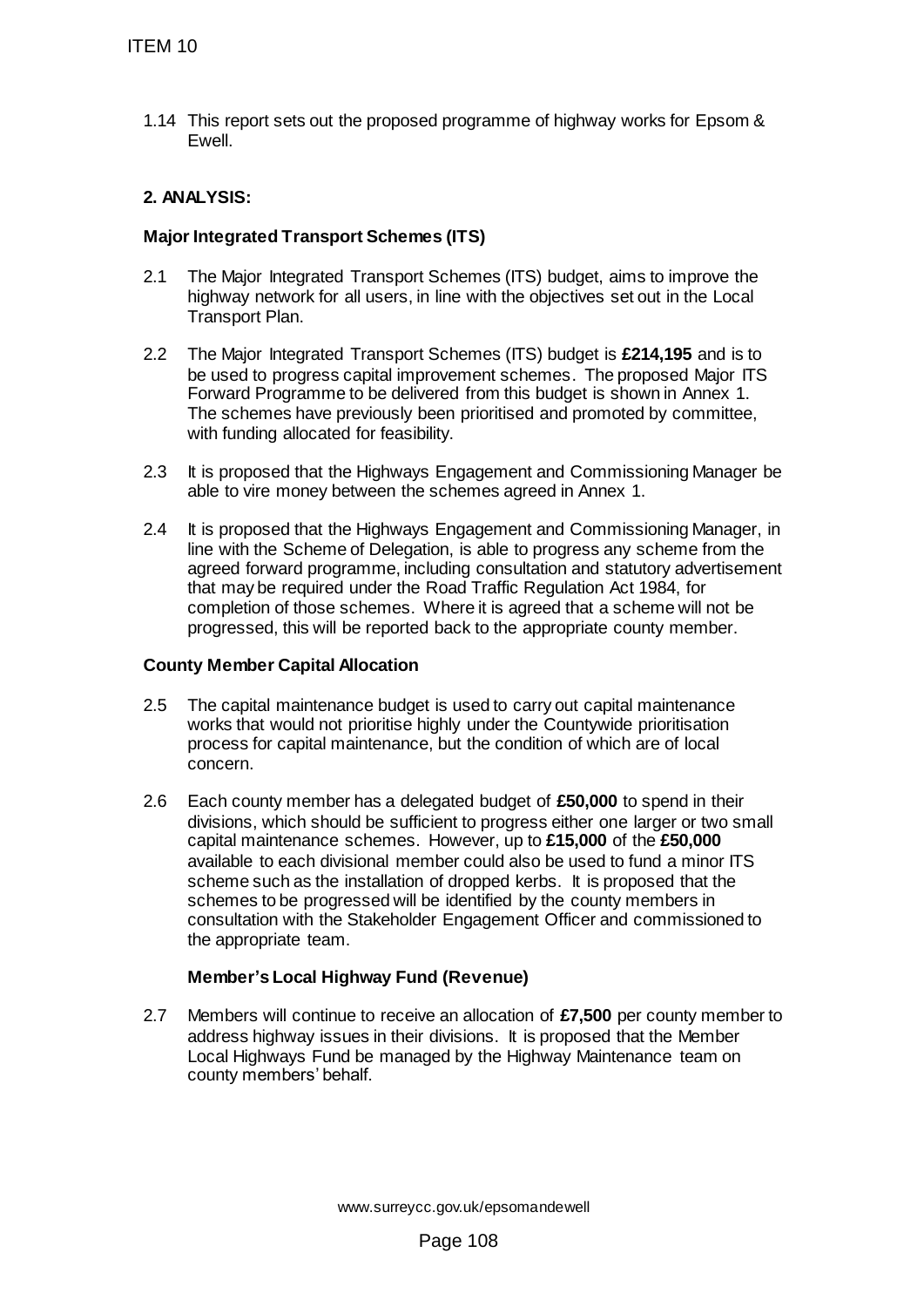1.14 This report sets out the proposed programme of highway works for Epsom & Ewell.

## 2. ANALYSIS:

### Major Integrated Transport Schemes (ITS)

2.1 The Major Integrated Transport Schemes (ITS) budget, aims to improve the highway network for all users, in line with the objectives set out in the Local Transport Plan.

2.2 The Major Integrated Transport Schemes (ITS) budget is **£214,195** and is to be used to progress capital improvement schemes. The proposed Major ITS Forward Programme to be delivered from this budget is shown in Annex 1. The schemes have previously been prioritised and promoted by committee, with funding allocated for feasibility.

2.3 It is proposed that the Highways Engagement and Commissioning Manager be able to vire money between the schemes agreed in Annex 1.

2.4 It is proposed that the Highways Engagement and Commissioning Manager, in line with the Scheme of Delegation, is able to progress any scheme from the agreed forward programme, including consultation and statutory advertisement that may be required under the Road Traffic Regulation Act 1984, for completion of those schemes. Where it is agreed that a scheme will not be progressed, this will be reported back to the appropriate county member.

### County Member Capital Allocation

2.5 The capital maintenance budget is used to carry out capital maintenance works that would not prioritise highly under the Countywide prioritisation process for capital maintenance, but the condition of which are of local concern.

2.6 Each county member has a delegated budget of **£50,000** to spend in their divisions, which should be sufficient to progress either one larger or two small capital maintenance schemes. However, up to **£15,000** of the **£50,000** available to each divisional member could also be used to fund a minor ITS scheme such as the installation of dropped kerbs. It is proposed that the schemes to be progressed will be identified by the county members in consultation with the Stakeholder Engagement Officer and commissioned to the appropriate team.

### Member's Local Highway Fund (Revenue)

2.7 Members will continue to receive an allocation of **£7,500** per county member to address highway issues in their divisions. It is proposed that the Member Local Highways Fund be managed by the Highway Maintenance team on county members' behalf.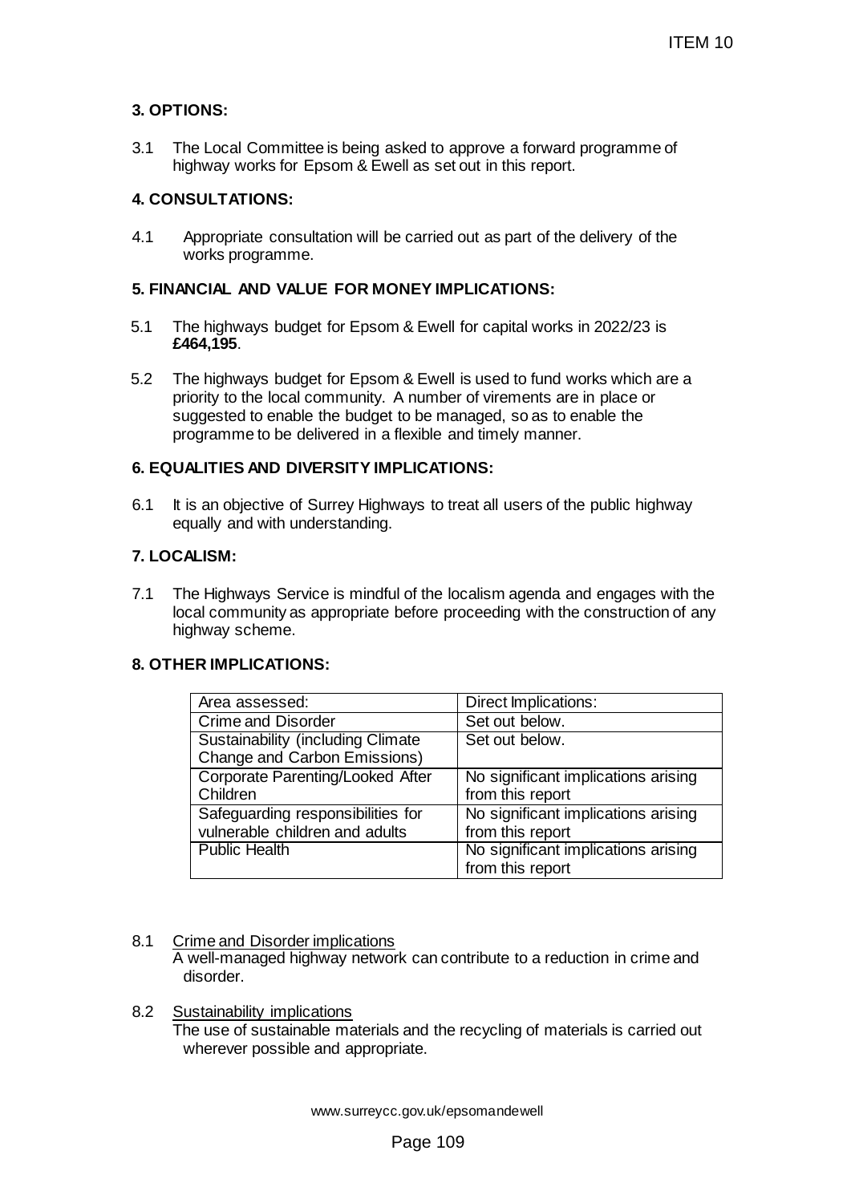## 3. OPTIONS:

3.1 The Local Committee is being asked to approve a forward programme of highway works for Epsom & Ewell as set out in this report.

## 4. CONSULTATIONS:

4.1 Appropriate consultation will be carried out as part of the delivery of the works programme.

## 5. FINANCIAL AND VALUE FOR MONEY IMPLICATIONS:

5.1 The highways budget for Epsom & Ewell for capital works in 2022/23 is **£464,195**.

5.2 The highways budget for Epsom & Ewell is used to fund works which are a priority to the local community. A number of virements are in place or suggested to enable the budget to be managed, so as to enable the programme to be delivered in a flexible and timely manner.

## 6. EQUALITIES AND DIVERSITY IMPLICATIONS:

6.1 It is an objective of Surrey Highways to treat all users of the public highway equally and with understanding.

## 7. LOCALISM:

7.1 The Highways Service is mindful of the localism agenda and engages with the local community as appropriate before proceeding with the construction of any highway scheme.

## 8. OTHER IMPLICATIONS:

| Area assessed: | Direct Implications: |
|---|---|
| Crime and Disorder | Set out below. |
| Sustainability (including Climate Change and Carbon Emissions) | Set out below. |
| Corporate Parenting/Looked After Children | No significant implications arising from this report |
| Safeguarding responsibilities for vulnerable children and adults | No significant implications arising from this report |
| Public Health | No significant implications arising from this report |

8.1 Crime and Disorder implications
A well-managed highway network can contribute to a reduction in crime and disorder.

8.2 Sustainability implications
The use of sustainable materials and the recycling of materials is carried out wherever possible and appropriate.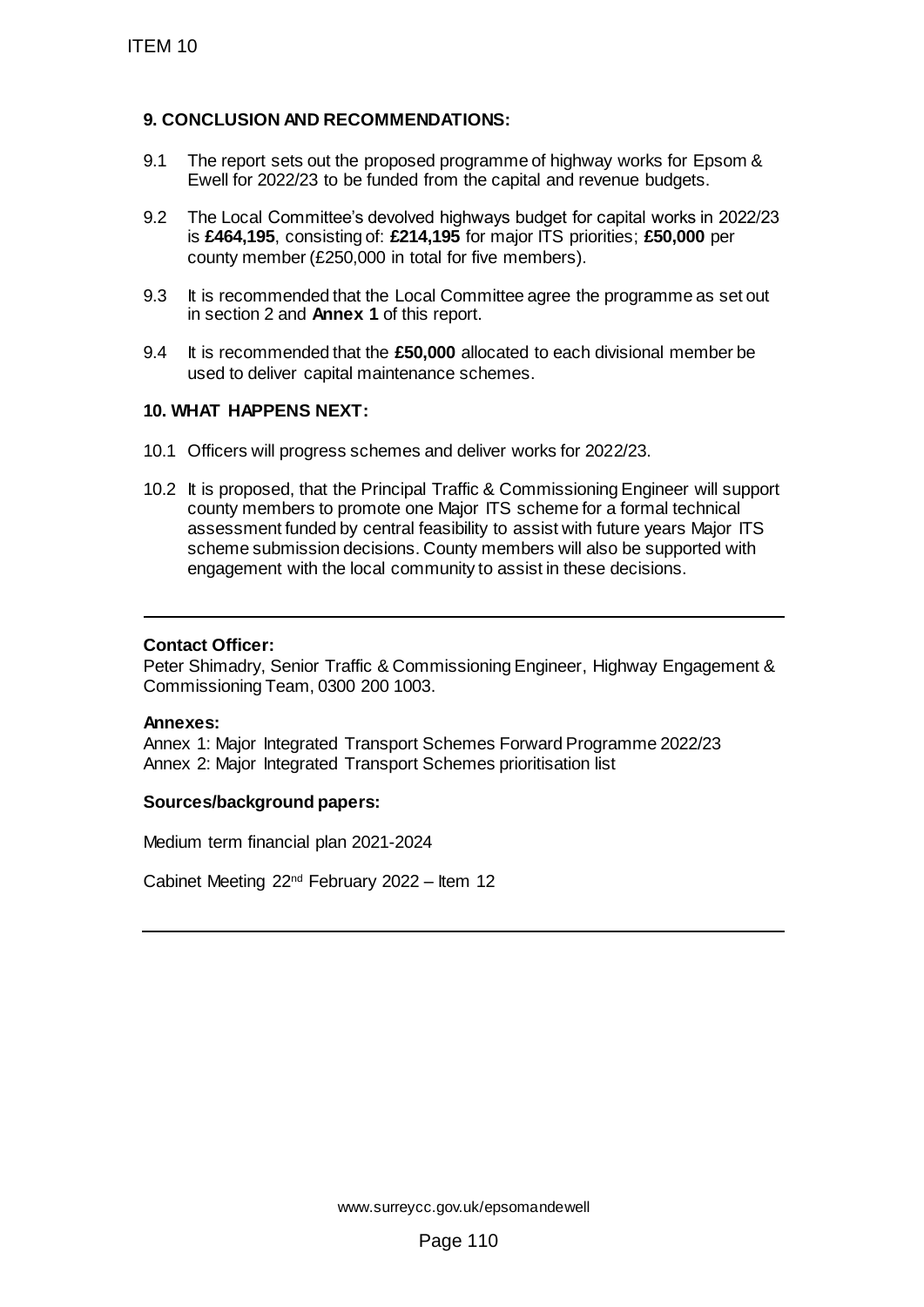## 9. CONCLUSION AND RECOMMENDATIONS:

9.1 The report sets out the proposed programme of highway works for Epsom & Ewell for 2022/23 to be funded from the capital and revenue budgets.

9.2 The Local Committee's devolved highways budget for capital works in 2022/23 is **£464,195**, consisting of: **£214,195** for major ITS priorities; **£50,000** per county member (£250,000 in total for five members).

9.3 It is recommended that the Local Committee agree the programme as set out in section 2 and **Annex 1** of this report.

9.4 It is recommended that the **£50,000** allocated to each divisional member be used to deliver capital maintenance schemes.

## 10. WHAT HAPPENS NEXT:

10.1 Officers will progress schemes and deliver works for 2022/23.

10.2 It is proposed, that the Principal Traffic & Commissioning Engineer will support county members to promote one Major ITS scheme for a formal technical assessment funded by central feasibility to assist with future years Major ITS scheme submission decisions. County members will also be supported with engagement with the local community to assist in these decisions.

---

**Contact Officer:**
Peter Shimadry, Senior Traffic & Commissioning Engineer, Highway Engagement & Commissioning Team, 0300 200 1003.

**Annexes:**
Annex 1: Major Integrated Transport Schemes Forward Programme 2022/23
Annex 2: Major Integrated Transport Schemes prioritisation list

**Sources/background papers:**

Medium term financial plan 2021-2024

Cabinet Meeting 22nd February 2022 – Item 12

---